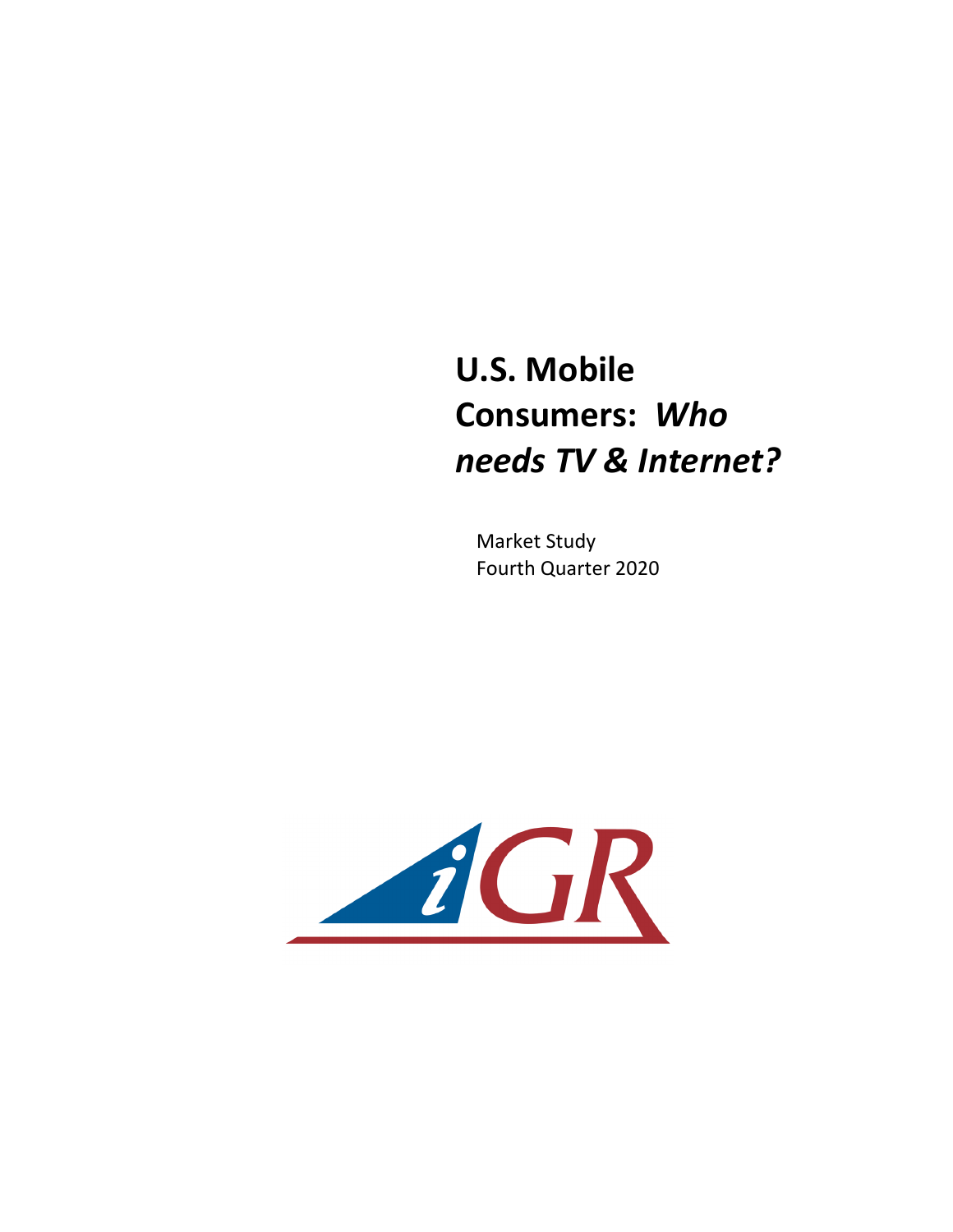# U.S. Mobile Consumers: *Who needs TV & Internet?*

Market Study
Fourth Quarter 2020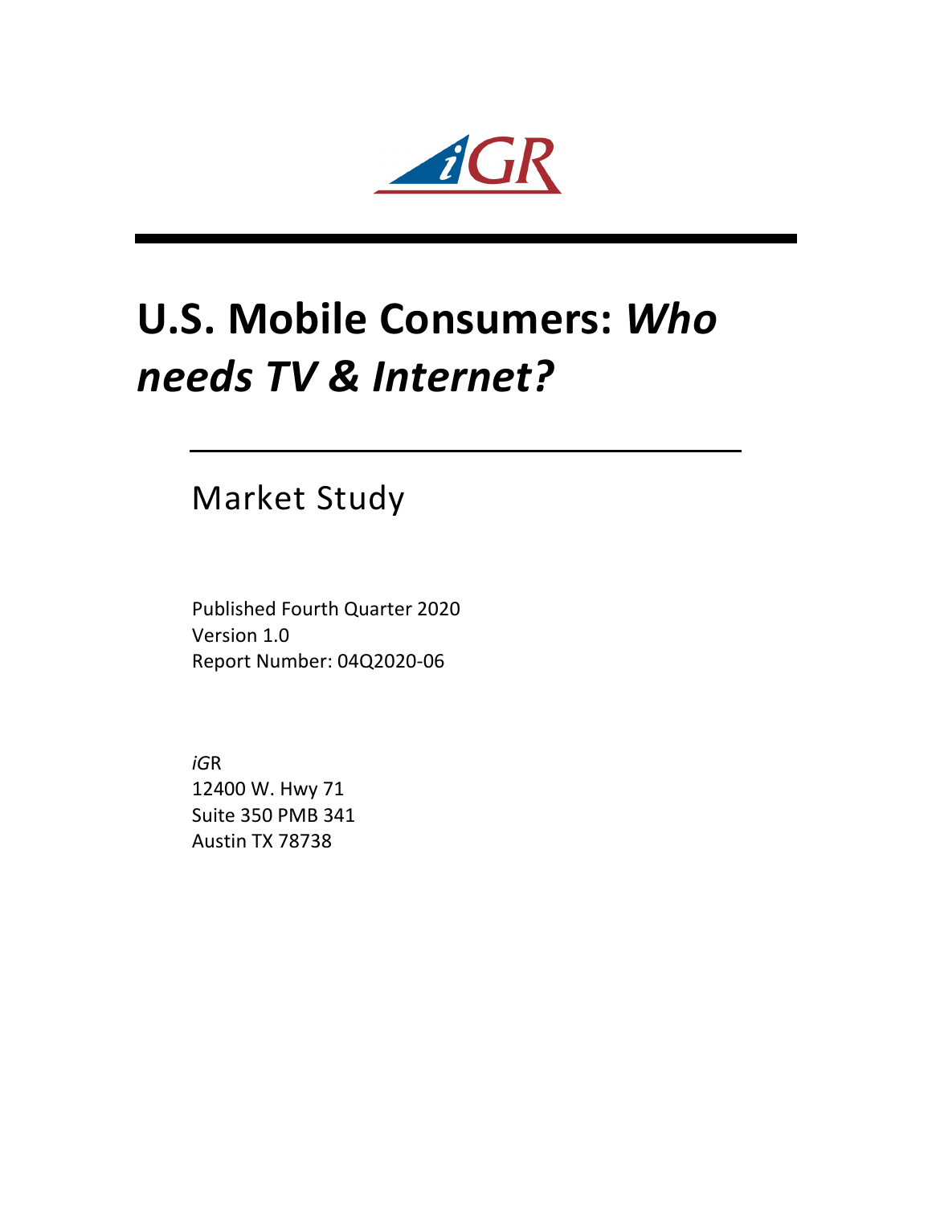# U.S. Mobile Consumers: *Who needs TV & Internet?*

## Market Study

Published Fourth Quarter 2020
Version 1.0
Report Number: 04Q2020-06

*iG*R
12400 W. Hwy 71
Suite 350 PMB 341
Austin TX 78738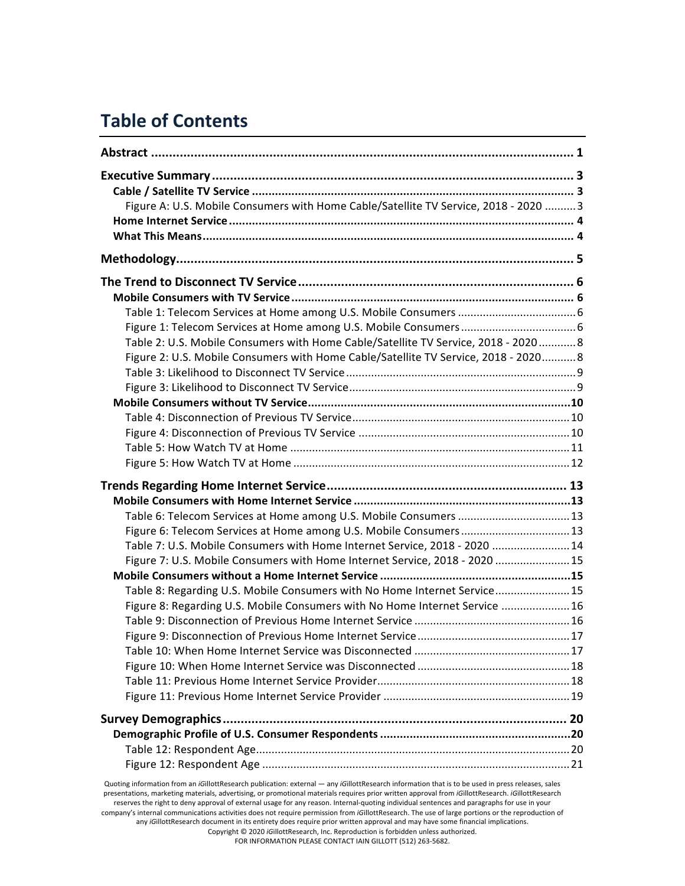# Table of Contents

**Abstract** ..... **1**

**Executive Summary** ..... **3**

**Cable / Satellite TV Service** ..... **3**

Figure A: U.S. Mobile Consumers with Home Cable/Satellite TV Service, 2018 - 2020 ..... 3

**Home Internet Service** ..... **4**

**What This Means** ..... **4**

**Methodology** ..... **5**

**The Trend to Disconnect TV Service** ..... **6**

**Mobile Consumers with TV Service** ..... **6**

Table 1: Telecom Services at Home among U.S. Mobile Consumers ..... 6

Figure 1: Telecom Services at Home among U.S. Mobile Consumers ..... 6

Table 2: U.S. Mobile Consumers with Home Cable/Satellite TV Service, 2018 - 2020 ..... 8

Figure 2: U.S. Mobile Consumers with Home Cable/Satellite TV Service, 2018 - 2020 ..... 8

Table 3: Likelihood to Disconnect TV Service ..... 9

Figure 3: Likelihood to Disconnect TV Service ..... 9

**Mobile Consumers without TV Service** ..... **10**

Table 4: Disconnection of Previous TV Service ..... 10

Figure 4: Disconnection of Previous TV Service ..... 10

Table 5: How Watch TV at Home ..... 11

Figure 5: How Watch TV at Home ..... 12

**Trends Regarding Home Internet Service** ..... **13**

**Mobile Consumers with Home Internet Service** ..... **13**

Table 6: Telecom Services at Home among U.S. Mobile Consumers ..... 13

Figure 6: Telecom Services at Home among U.S. Mobile Consumers ..... 13

Table 7: U.S. Mobile Consumers with Home Internet Service, 2018 - 2020 ..... 14

Figure 7: U.S. Mobile Consumers with Home Internet Service, 2018 - 2020 ..... 15

**Mobile Consumers without a Home Internet Service** ..... **15**

Table 8: Regarding U.S. Mobile Consumers with No Home Internet Service ..... 15

Figure 8: Regarding U.S. Mobile Consumers with No Home Internet Service ..... 16

Table 9: Disconnection of Previous Home Internet Service ..... 16

Figure 9: Disconnection of Previous Home Internet Service ..... 17

Table 10: When Home Internet Service was Disconnected ..... 17

Figure 10: When Home Internet Service was Disconnected ..... 18

Table 11: Previous Home Internet Service Provider ..... 18

Figure 11: Previous Home Internet Service Provider ..... 19

**Survey Demographics** ..... **20**

**Demographic Profile of U.S. Consumer Respondents** ..... **20**

Table 12: Respondent Age ..... 20

Figure 12: Respondent Age ..... 21

Quoting information from an *i*GillottResearch publication: external — any *i*GillottResearch information that is to be used in press releases, sales presentations, marketing materials, advertising, or promotional materials requires prior written approval from *i*GillottResearch. *i*GillottResearch reserves the right to deny approval of external usage for any reason. Internal-quoting individual sentences and paragraphs for use in your company's internal communications activities does not require permission from *i*GillottResearch. The use of large portions or the reproduction of any *i*GillottResearch document in its entirety does require prior written approval and may have some financial implications.
Copyright © 2020 *i*GillottResearch, Inc. Reproduction is forbidden unless authorized.
FOR INFORMATION PLEASE CONTACT IAIN GILLOTT (512) 263-5682.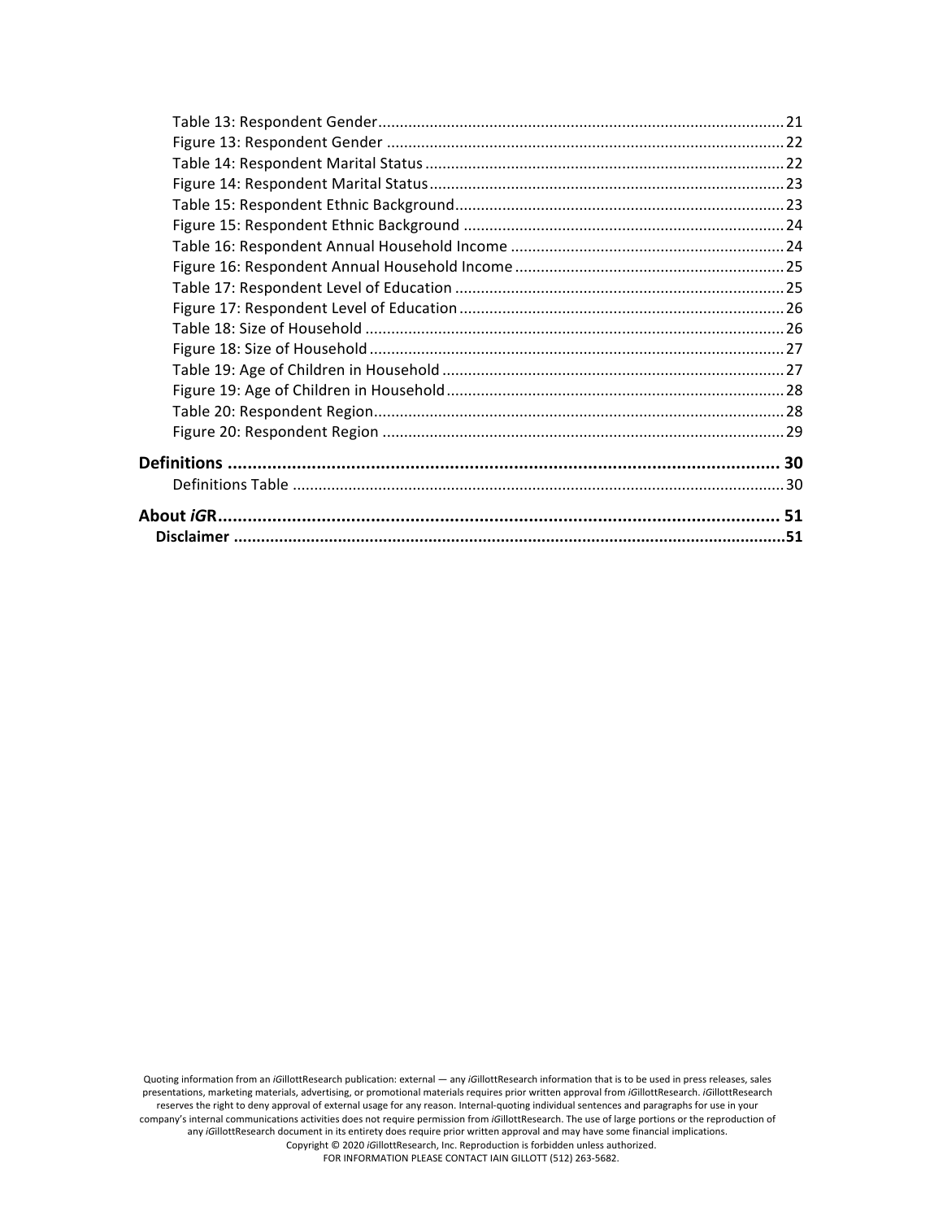Table 13: Respondent Gender .......... 21
Figure 13: Respondent Gender .......... 22
Table 14: Respondent Marital Status .......... 22
Figure 14: Respondent Marital Status .......... 23
Table 15: Respondent Ethnic Background .......... 23
Figure 15: Respondent Ethnic Background .......... 24
Table 16: Respondent Annual Household Income .......... 24
Figure 16: Respondent Annual Household Income .......... 25
Table 17: Respondent Level of Education .......... 25
Figure 17: Respondent Level of Education .......... 26
Table 18: Size of Household .......... 26
Figure 18: Size of Household .......... 27
Table 19: Age of Children in Household .......... 27
Figure 19: Age of Children in Household .......... 28
Table 20: Respondent Region .......... 28
Figure 20: Respondent Region .......... 29

**Definitions .......... 30**

Definitions Table .......... 30

**About *iG*R .......... 51**

**Disclaimer .......... 51**

Quoting information from an *iG*illottResearch publication: external — any *iG*illottResearch information that is to be used in press releases, sales presentations, marketing materials, advertising, or promotional materials requires prior written approval from *iG*illottResearch. *iG*illottResearch reserves the right to deny approval of external usage for any reason. Internal-quoting individual sentences and paragraphs for use in your company's internal communications activities does not require permission from *iG*illottResearch. The use of large portions or the reproduction of any *iG*illottResearch document in its entirety does require prior written approval and may have some financial implications.
Copyright © 2020 *iG*illottResearch, Inc. Reproduction is forbidden unless authorized.
FOR INFORMATION PLEASE CONTACT IAIN GILLOTT (512) 263-5682.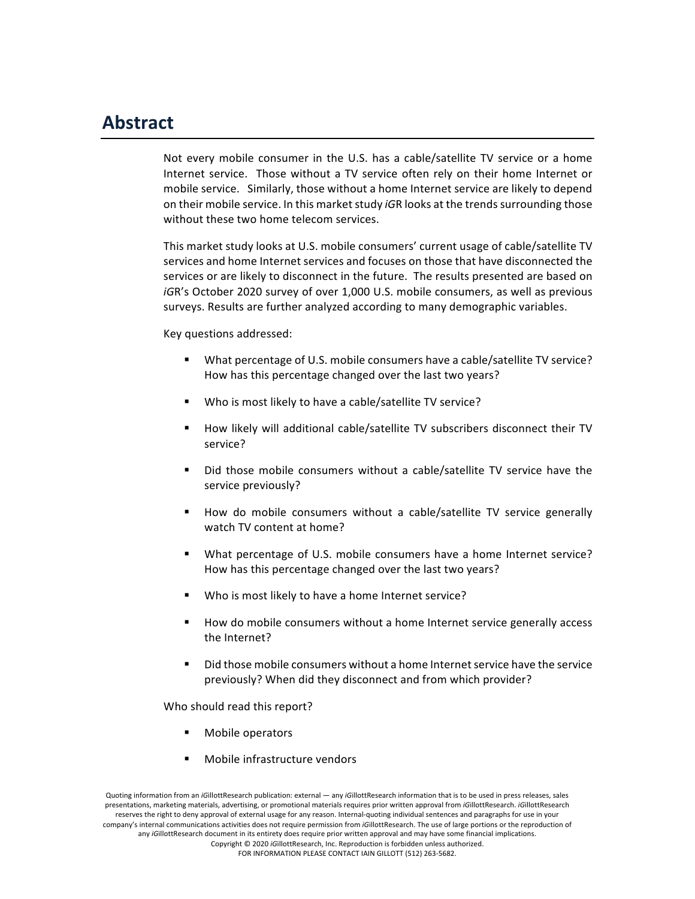## Abstract

Not every mobile consumer in the U.S. has a cable/satellite TV service or a home Internet service. Those without a TV service often rely on their home Internet or mobile service. Similarly, those without a home Internet service are likely to depend on their mobile service. In this market study *iG*R looks at the trends surrounding those without these two home telecom services.

This market study looks at U.S. mobile consumers' current usage of cable/satellite TV services and home Internet services and focuses on those that have disconnected the services or are likely to disconnect in the future. The results presented are based on *iG*R's October 2020 survey of over 1,000 U.S. mobile consumers, as well as previous surveys. Results are further analyzed according to many demographic variables.

Key questions addressed:

- What percentage of U.S. mobile consumers have a cable/satellite TV service? How has this percentage changed over the last two years?
- Who is most likely to have a cable/satellite TV service?
- How likely will additional cable/satellite TV subscribers disconnect their TV service?
- Did those mobile consumers without a cable/satellite TV service have the service previously?
- How do mobile consumers without a cable/satellite TV service generally watch TV content at home?
- What percentage of U.S. mobile consumers have a home Internet service? How has this percentage changed over the last two years?
- Who is most likely to have a home Internet service?
- How do mobile consumers without a home Internet service generally access the Internet?
- Did those mobile consumers without a home Internet service have the service previously? When did they disconnect and from which provider?

Who should read this report?

- Mobile operators
- Mobile infrastructure vendors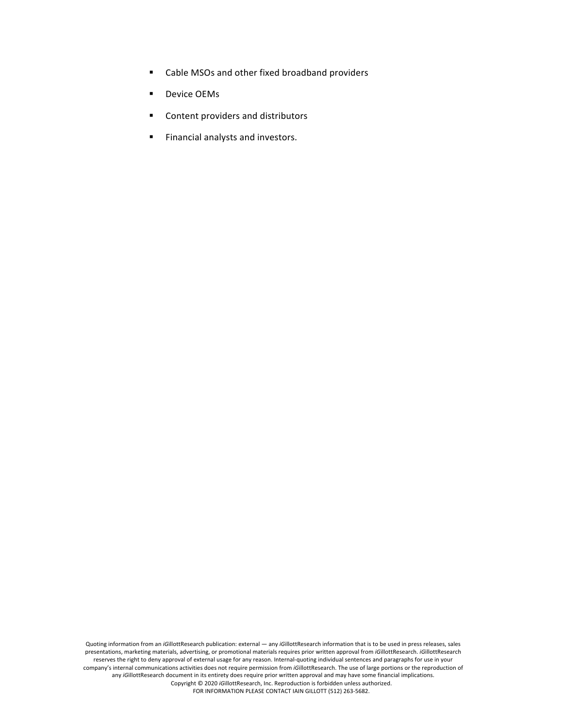- Cable MSOs and other fixed broadband providers
- Device OEMs
- Content providers and distributors
- Financial analysts and investors.

Quoting information from an *iG*illottResearch publication: external — any *iG*illottResearch information that is to be used in press releases, sales presentations, marketing materials, advertising, or promotional materials requires prior written approval from *iG*illottResearch. *iG*illottResearch reserves the right to deny approval of external usage for any reason. Internal-quoting individual sentences and paragraphs for use in your company's internal communications activities does not require permission from *iG*illottResearch. The use of large portions or the reproduction of any *iG*illottResearch document in its entirety does require prior written approval and may have some financial implications.
Copyright © 2020 *iG*illottResearch, Inc. Reproduction is forbidden unless authorized.
FOR INFORMATION PLEASE CONTACT IAIN GILLOTT (512) 263-5682.